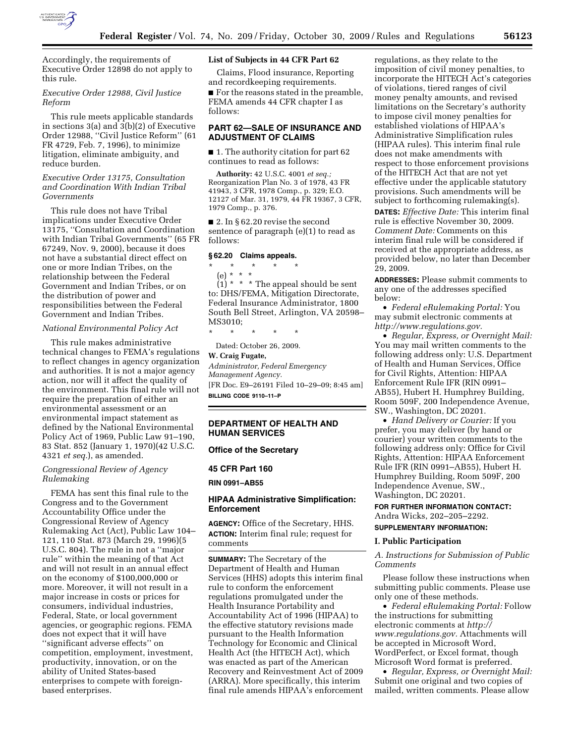Accordingly, the requirements of Executive Order 12898 do not apply to this rule.

*Executive Order 12988, Civil Justice Reform*

This rule meets applicable standards in sections 3(a) and 3(b)(2) of Executive Order 12988, ''Civil Justice Reform'' (61 FR 4729, Feb. 7, 1996), to minimize litigation, eliminate ambiguity, and reduce burden.

*Executive Order 13175, Consultation and Coordination With Indian Tribal Governments*

This rule does not have Tribal implications under Executive Order 13175, ''Consultation and Coordination with Indian Tribal Governments'' (65 FR 67249, Nov. 9, 2000), because it does not have a substantial direct effect on one or more Indian Tribes, on the relationship between the Federal Government and Indian Tribes, or on the distribution of power and responsibilities between the Federal Government and Indian Tribes.

*National Environmental Policy Act*

This rule makes administrative technical changes to FEMA's regulations to reflect changes in agency organization and authorities. It is not a major agency action, nor will it affect the quality of the environment. This final rule will not require the preparation of either an environmental assessment or an environmental impact statement as defined by the National Environmental Policy Act of 1969, Public Law 91–190, 83 Stat. 852 (January 1, 1970)(42 U.S.C. 4321 *et seq.*), as amended.

*Congressional Review of Agency Rulemaking*

FEMA has sent this final rule to the Congress and to the Government Accountability Office under the Congressional Review of Agency Rulemaking Act (Act), Public Law 104–121, 110 Stat. 873 (March 29, 1996)(5 U.S.C. 804). The rule in not a ''major rule'' within the meaning of that Act and will not result in an annual effect on the economy of $100,000,000 or more. Moreover, it will not result in a major increase in costs or prices for consumers, individual industries, Federal, State, or local government agencies, or geographic regions. FEMA does not expect that it will have ''significant adverse effects'' on competition, employment, investment, productivity, innovation, or on the ability of United States-based enterprises to compete with foreign-based enterprises.

**List of Subjects in 44 CFR Part 62**

Claims, Flood insurance, Reporting and recordkeeping requirements.

■ For the reasons stated in the preamble, FEMA amends 44 CFR chapter I as follows:

## PART 62—SALE OF INSURANCE AND ADJUSTMENT OF CLAIMS

■ 1. The authority citation for part 62 continues to read as follows:

**Authority:** 42 U.S.C. 4001 *et seq.;* Reorganization Plan No. 3 of 1978, 43 FR 41943, 3 CFR, 1978 Comp., p. 329; E.O. 12127 of Mar. 31, 1979, 44 FR 19367, 3 CFR, 1979 Comp., p. 376.

■ 2. In § 62.20 revise the second sentence of paragraph (e)(1) to read as follows:

**§ 62.20 Claims appeals.**

\* \* \* \* \*

(e) \* \* \*

(1) \* \* \* The appeal should be sent to: DHS/FEMA, Mitigation Directorate, Federal Insurance Administrator, 1800 South Bell Street, Arlington, VA 20598–MS3010;

\* \* \* \* \*

Dated: October 26, 2009.

**W. Craig Fugate,**

*Administrator, Federal Emergency Management Agency.*

[FR Doc. E9–26191 Filed 10–29–09; 8:45 am]

**BILLING CODE 9110–11–P**

## DEPARTMENT OF HEALTH AND HUMAN SERVICES

**Office of the Secretary**

**45 CFR Part 160**

**RIN 0991–AB55**

## HIPAA Administrative Simplification: Enforcement

**AGENCY:** Office of the Secretary, HHS.

**ACTION:** Interim final rule; request for comments

**SUMMARY:** The Secretary of the Department of Health and Human Services (HHS) adopts this interim final rule to conform the enforcement regulations promulgated under the Health Insurance Portability and Accountability Act of 1996 (HIPAA) to the effective statutory revisions made pursuant to the Health Information Technology for Economic and Clinical Health Act (the HITECH Act), which was enacted as part of the American Recovery and Reinvestment Act of 2009 (ARRA). More specifically, this interim final rule amends HIPAA's enforcement regulations, as they relate to the imposition of civil money penalties, to incorporate the HITECH Act's categories of violations, tiered ranges of civil money penalty amounts, and revised limitations on the Secretary's authority to impose civil money penalties for established violations of HIPAA's Administrative Simplification rules (HIPAA rules). This interim final rule does not make amendments with respect to those enforcement provisions of the HITECH Act that are not yet effective under the applicable statutory provisions. Such amendments will be subject to forthcoming rulemaking(s).

**DATES:** *Effective Date:* This interim final rule is effective November 30, 2009. *Comment Date:* Comments on this interim final rule will be considered if received at the appropriate address, as provided below, no later than December 29, 2009.

**ADDRESSES:** Please submit comments to any one of the addresses specified below:

- *Federal eRulemaking Portal:* You may submit electronic comments at *http://www.regulations.gov.*
- *Regular, Express, or Overnight Mail:* You may mail written comments to the following address only: U.S. Department of Health and Human Services, Office for Civil Rights, Attention: HIPAA Enforcement Rule IFR (RIN 0991–AB55), Hubert H. Humphrey Building, Room 509F, 200 Independence Avenue, SW., Washington, DC 20201.
- *Hand Delivery or Courier:* If you prefer, you may deliver (by hand or courier) your written comments to the following address only: Office for Civil Rights, Attention: HIPAA Enforcement Rule IFR (RIN 0991–AB55), Hubert H. Humphrey Building, Room 509F, 200 Independence Avenue, SW., Washington, DC 20201.

**FOR FURTHER INFORMATION CONTACT:** Andra Wicks, 202–205–2292.

**SUPPLEMENTARY INFORMATION:**

### I. Public Participation

*A. Instructions for Submission of Public Comments*

Please follow these instructions when submitting public comments. Please use only one of these methods.

- *Federal eRulemaking Portal:* Follow the instructions for submitting electronic comments at *http://www.regulations.gov.* Attachments will be accepted in Microsoft Word, WordPerfect, or Excel format, though Microsoft Word format is preferred.
- *Regular, Express, or Overnight Mail:* Submit one original and two copies of mailed, written comments. Please allow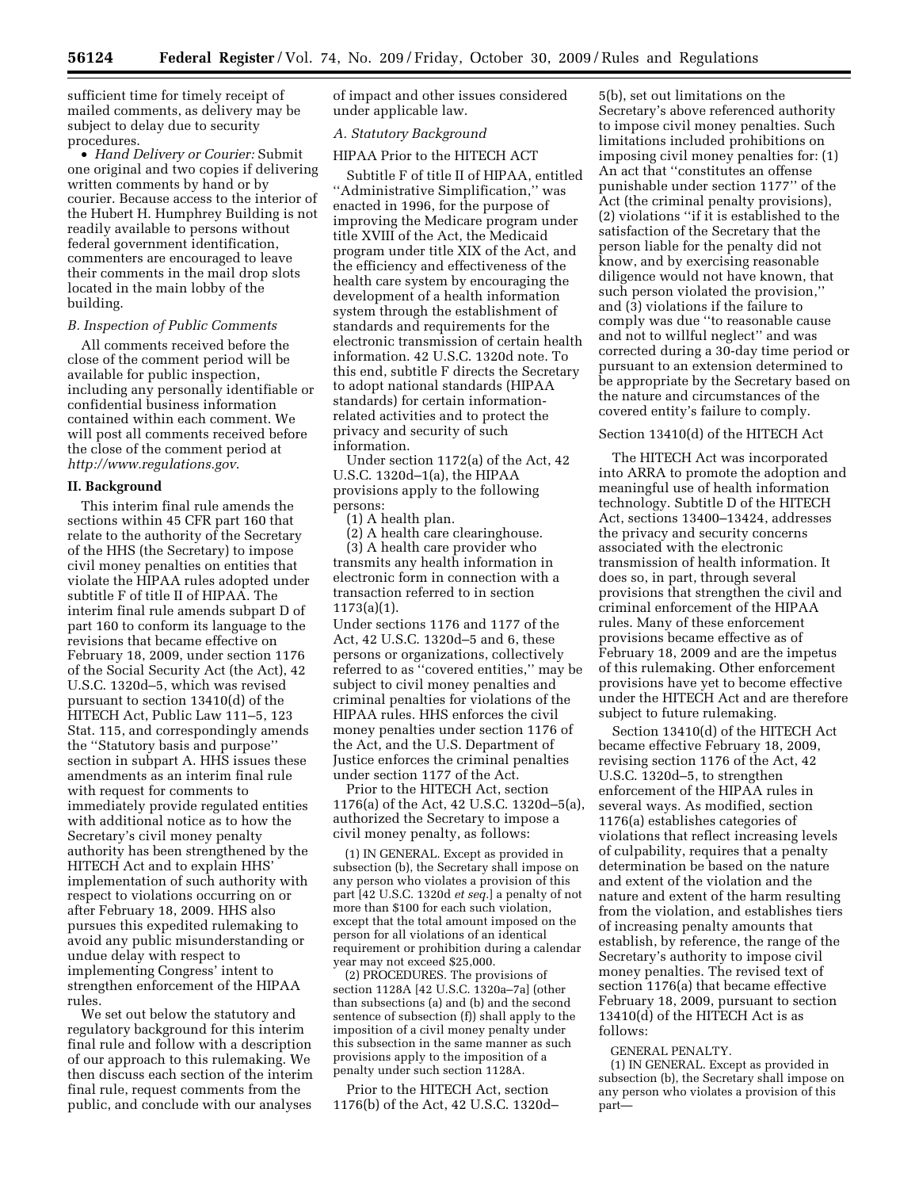sufficient time for timely receipt of mailed comments, as delivery may be subject to delay due to security procedures.

- *Hand Delivery or Courier:* Submit one original and two copies if delivering written comments by hand or by courier. Because access to the interior of the Hubert H. Humphrey Building is not readily available to persons without federal government identification, commenters are encouraged to leave their comments in the mail drop slots located in the main lobby of the building.

### *B. Inspection of Public Comments*

All comments received before the close of the comment period will be available for public inspection, including any personally identifiable or confidential business information contained within each comment. We will post all comments received before the close of the comment period at *http://www.regulations.gov*.

## II. Background

This interim final rule amends the sections within 45 CFR part 160 that relate to the authority of the Secretary of the HHS (the Secretary) to impose civil money penalties on entities that violate the HIPAA rules adopted under subtitle F of title II of HIPAA. The interim final rule amends subpart D of part 160 to conform its language to the revisions that became effective on February 18, 2009, under section 1176 of the Social Security Act (the Act), 42 U.S.C. 1320d–5, which was revised pursuant to section 13410(d) of the HITECH Act, Public Law 111–5, 123 Stat. 115, and correspondingly amends the ''Statutory basis and purpose'' section in subpart A. HHS issues these amendments as an interim final rule with request for comments to immediately provide regulated entities with additional notice as to how the Secretary's civil money penalty authority has been strengthened by the HITECH Act and to explain HHS' implementation of such authority with respect to violations occurring on or after February 18, 2009. HHS also pursues this expedited rulemaking to avoid any public misunderstanding or undue delay with respect to implementing Congress' intent to strengthen enforcement of the HIPAA rules.

We set out below the statutory and regulatory background for this interim final rule and follow with a description of our approach to this rulemaking. We then discuss each section of the interim final rule, request comments from the public, and conclude with our analyses of impact and other issues considered under applicable law.

### *A. Statutory Background*

HIPAA Prior to the HITECH ACT

Subtitle F of title II of HIPAA, entitled ''Administrative Simplification,'' was enacted in 1996, for the purpose of improving the Medicare program under title XVIII of the Act, the Medicaid program under title XIX of the Act, and the efficiency and effectiveness of the health care system by encouraging the development of a health information system through the establishment of standards and requirements for the electronic transmission of certain health information. 42 U.S.C. 1320d note. To this end, subtitle F directs the Secretary to adopt national standards (HIPAA standards) for certain information-related activities and to protect the privacy and security of such information.

Under section 1172(a) of the Act, 42 U.S.C. 1320d–1(a), the HIPAA provisions apply to the following persons:

(1) A health plan.

(2) A health care clearinghouse.

(3) A health care provider who transmits any health information in electronic form in connection with a transaction referred to in section 1173(a)(1).

Under sections 1176 and 1177 of the Act, 42 U.S.C. 1320d–5 and 6, these persons or organizations, collectively referred to as ''covered entities,'' may be subject to civil money penalties and criminal penalties for violations of the HIPAA rules. HHS enforces the civil money penalties under section 1176 of the Act, and the U.S. Department of Justice enforces the criminal penalties under section 1177 of the Act.

Prior to the HITECH Act, section 1176(a) of the Act, 42 U.S.C. 1320d–5(a), authorized the Secretary to impose a civil money penalty, as follows:

> (1) IN GENERAL. Except as provided in subsection (b), the Secretary shall impose on any person who violates a provision of this part [42 U.S.C. 1320d *et seq.*] a penalty of not more than $100 for each such violation, except that the total amount imposed on the person for all violations of an identical requirement or prohibition during a calendar year may not exceed $25,000.
>
> (2) PROCEDURES. The provisions of section 1128A [42 U.S.C. 1320a–7a] (other than subsections (a) and (b) and the second sentence of subsection (f)) shall apply to the imposition of a civil money penalty under this subsection in the same manner as such provisions apply to the imposition of a penalty under such section 1128A.

Prior to the HITECH Act, section 1176(b) of the Act, 42 U.S.C. 1320d–5(b), set out limitations on the Secretary's above referenced authority to impose civil money penalties. Such limitations included prohibitions on imposing civil money penalties for: (1) An act that ''constitutes an offense punishable under section 1177'' of the Act (the criminal penalty provisions), (2) violations ''if it is established to the satisfaction of the Secretary that the person liable for the penalty did not know, and by exercising reasonable diligence would not have known, that such person violated the provision,'' and (3) violations if the failure to comply was due ''to reasonable cause and not to willful neglect'' and was corrected during a 30-day time period or pursuant to an extension determined to be appropriate by the Secretary based on the nature and circumstances of the covered entity's failure to comply.

Section 13410(d) of the HITECH Act

The HITECH Act was incorporated into ARRA to promote the adoption and meaningful use of health information technology. Subtitle D of the HITECH Act, sections 13400–13424, addresses the privacy and security concerns associated with the electronic transmission of health information. It does so, in part, through several provisions that strengthen the civil and criminal enforcement of the HIPAA rules. Many of these enforcement provisions became effective as of February 18, 2009 and are the impetus of this rulemaking. Other enforcement provisions have yet to become effective under the HITECH Act and are therefore subject to future rulemaking.

Section 13410(d) of the HITECH Act became effective February 18, 2009, revising section 1176 of the Act, 42 U.S.C. 1320d–5, to strengthen enforcement of the HIPAA rules in several ways. As modified, section 1176(a) establishes categories of violations that reflect increasing levels of culpability, requires that a penalty determination be based on the nature and extent of the violation and the nature and extent of the harm resulting from the violation, and establishes tiers of increasing penalty amounts that establish, by reference, the range of the Secretary's authority to impose civil money penalties. The revised text of section 1176(a) that became effective February 18, 2009, pursuant to section 13410(d) of the HITECH Act is as follows:

> GENERAL PENALTY.
>
> (1) IN GENERAL. Except as provided in subsection (b), the Secretary shall impose on any person who violates a provision of this part—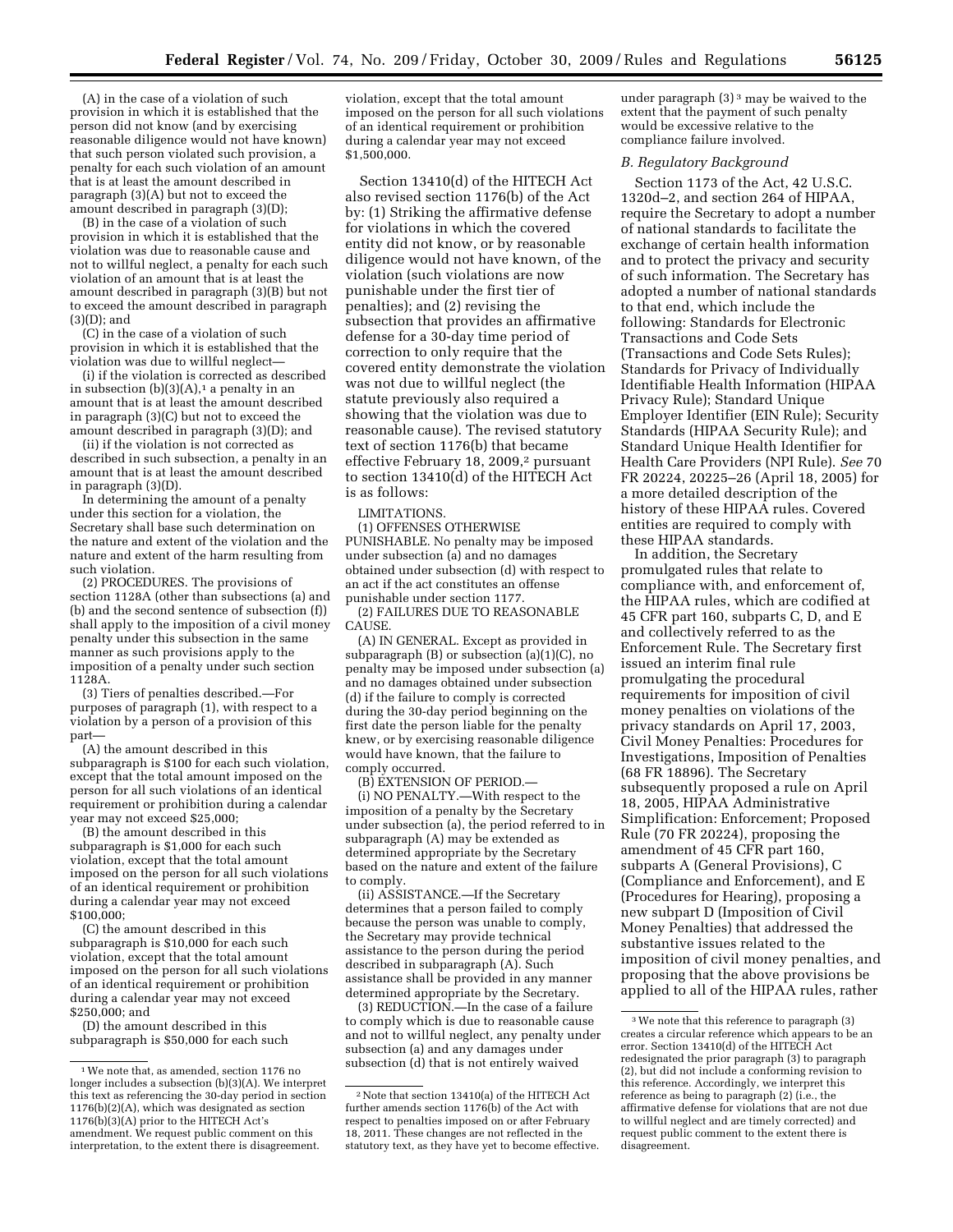(A) in the case of a violation of such provision in which it is established that the person did not know (and by exercising reasonable diligence would not have known) that such person violated such provision, a penalty for each such violation of an amount that is at least the amount described in paragraph (3)(A) but not to exceed the amount described in paragraph (3)(D);

(B) in the case of a violation of such provision in which it is established that the violation was due to reasonable cause and not to willful neglect, a penalty for each such violation of an amount that is at least the amount described in paragraph (3)(B) but not to exceed the amount described in paragraph (3)(D); and

(C) in the case of a violation of such provision in which it is established that the violation was due to willful neglect—

(i) if the violation is corrected as described in subsection (b)(3)(A),[1] a penalty in an amount that is at least the amount described in paragraph (3)(C) but not to exceed the amount described in paragraph (3)(D); and

(ii) if the violation is not corrected as described in such subsection, a penalty in an amount that is at least the amount described in paragraph (3)(D).

In determining the amount of a penalty under this section for a violation, the Secretary shall base such determination on the nature and extent of the violation and the nature and extent of the harm resulting from such violation.

(2) PROCEDURES. The provisions of section 1128A (other than subsections (a) and (b) and the second sentence of subsection (f)) shall apply to the imposition of a civil money penalty under this subsection in the same manner as such provisions apply to the imposition of a penalty under such section 1128A.

(3) Tiers of penalties described.—For purposes of paragraph (1), with respect to a violation by a person of a provision of this part—

(A) the amount described in this subparagraph is $100 for each such violation, except that the total amount imposed on the person for all such violations of an identical requirement or prohibition during a calendar year may not exceed $25,000;

(B) the amount described in this subparagraph is $1,000 for each such violation, except that the total amount imposed on the person for all such violations of an identical requirement or prohibition during a calendar year may not exceed $100,000;

(C) the amount described in this subparagraph is $10,000 for each such violation, except that the total amount imposed on the person for all such violations of an identical requirement or prohibition during a calendar year may not exceed $250,000; and

(D) the amount described in this subparagraph is $50,000 for each such violation, except that the total amount imposed on the person for all such violations of an identical requirement or prohibition during a calendar year may not exceed $1,500,000.

Section 13410(d) of the HITECH Act also revised section 1176(b) of the Act by: (1) Striking the affirmative defense for violations in which the covered entity did not know, or by reasonable diligence would not have known, of the violation (such violations are now punishable under the first tier of penalties); and (2) revising the subsection that provides an affirmative defense for a 30-day time period of correction to only require that the covered entity demonstrate the violation was not due to willful neglect (the statute previously also required a showing that the violation was due to reasonable cause). The revised statutory text of section 1176(b) that became effective February 18, 2009,[2] pursuant to section 13410(d) of the HITECH Act is as follows:

LIMITATIONS.

(1) OFFENSES OTHERWISE PUNISHABLE. No penalty may be imposed under subsection (a) and no damages obtained under subsection (d) with respect to an act if the act constitutes an offense punishable under section 1177.

(2) FAILURES DUE TO REASONABLE CAUSE.

(A) IN GENERAL. Except as provided in subparagraph (B) or subsection (a)(1)(C), no penalty may be imposed under subsection (a) and no damages obtained under subsection (d) if the failure to comply is corrected during the 30-day period beginning on the first date the person liable for the penalty knew, or by exercising reasonable diligence would have known, that the failure to comply occurred.

(B) EXTENSION OF PERIOD.—

(i) NO PENALTY.—With respect to the imposition of a penalty by the Secretary under subsection (a), the period referred to in subparagraph (A) may be extended as determined appropriate by the Secretary based on the nature and extent of the failure to comply.

(ii) ASSISTANCE.—If the Secretary determines that a person failed to comply because the person was unable to comply, the Secretary may provide technical assistance to the person during the period described in subparagraph (A). Such assistance shall be provided in any manner determined appropriate by the Secretary.

(3) REDUCTION.—In the case of a failure to comply which is due to reasonable cause and not to willful neglect, any penalty under subsection (a) and any damages under subsection (d) that is not entirely waived under paragraph (3)[3] may be waived to the extent that the payment of such penalty would be excessive relative to the compliance failure involved.

### *B. Regulatory Background*

Section 1173 of the Act, 42 U.S.C. 1320d–2, and section 264 of HIPAA, require the Secretary to adopt a number of national standards to facilitate the exchange of certain health information and to protect the privacy and security of such information. The Secretary has adopted a number of national standards to that end, which include the following: Standards for Electronic Transactions and Code Sets (Transactions and Code Sets Rules); Standards for Privacy of Individually Identifiable Health Information (HIPAA Privacy Rule); Standard Unique Employer Identifier (EIN Rule); Security Standards (HIPAA Security Rule); and Standard Unique Health Identifier for Health Care Providers (NPI Rule). *See* 70 FR 20224, 20225–26 (April 18, 2005) for a more detailed description of the history of these HIPAA rules. Covered entities are required to comply with these HIPAA standards.

In addition, the Secretary promulgated rules that relate to compliance with, and enforcement of, the HIPAA rules, which are codified at 45 CFR part 160, subparts C, D, and E and collectively referred to as the Enforcement Rule. The Secretary first issued an interim final rule promulgating the procedural requirements for imposition of civil money penalties on violations of the privacy standards on April 17, 2003, Civil Money Penalties: Procedures for Investigations, Imposition of Penalties (68 FR 18896). The Secretary subsequently proposed a rule on April 18, 2005, HIPAA Administrative Simplification: Enforcement; Proposed Rule (70 FR 20224), proposing the amendment of 45 CFR part 160, subparts A (General Provisions), C (Compliance and Enforcement), and E (Procedures for Hearing), proposing a new subpart D (Imposition of Civil Money Penalties) that addressed the substantive issues related to the imposition of civil money penalties, and proposing that the above provisions be applied to all of the HIPAA rules, rather

---

[1] We note that, as amended, section 1176 no longer includes a subsection (b)(3)(A). We interpret this text as referencing the 30-day period in section 1176(b)(2)(A), which was designated as section 1176(b)(3)(A) prior to the HITECH Act's amendment. We request public comment on this interpretation, to the extent there is disagreement.

[2] Note that section 13410(a) of the HITECH Act further amends section 1176(b) of the Act with respect to penalties imposed on or after February 18, 2011. These changes are not reflected in the statutory text, as they have yet to become effective.

[3] We note that this reference to paragraph (3) creates a circular reference which appears to be an error. Section 13410(d) of the HITECH Act redesignated the prior paragraph (3) to paragraph (2), but did not include a conforming revision to this reference. Accordingly, we interpret this reference as being to paragraph (2) (i.e., the affirmative defense for violations that are not due to willful neglect and are timely corrected) and request public comment to the extent there is disagreement.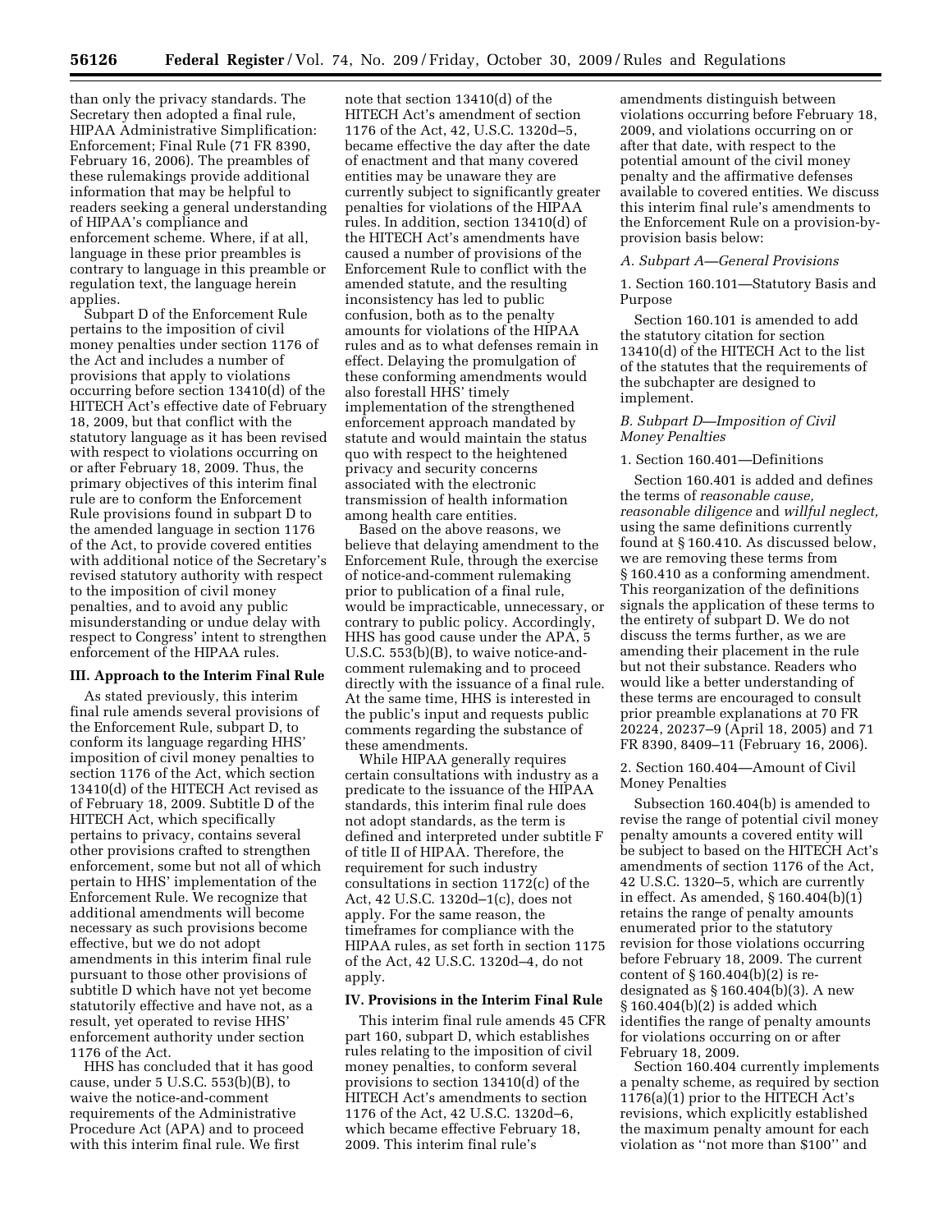than only the privacy standards. The Secretary then adopted a final rule, HIPAA Administrative Simplification: Enforcement; Final Rule (71 FR 8390, February 16, 2006). The preambles of these rulemakings provide additional information that may be helpful to readers seeking a general understanding of HIPAA's compliance and enforcement scheme. Where, if at all, language in these prior preambles is contrary to language in this preamble or regulation text, the language herein applies.

Subpart D of the Enforcement Rule pertains to the imposition of civil money penalties under section 1176 of the Act and includes a number of provisions that apply to violations occurring before section 13410(d) of the HITECH Act's effective date of February 18, 2009, but that conflict with the statutory language as it has been revised with respect to violations occurring on or after February 18, 2009. Thus, the primary objectives of this interim final rule are to conform the Enforcement Rule provisions found in subpart D to the amended language in section 1176 of the Act, to provide covered entities with additional notice of the Secretary's revised statutory authority with respect to the imposition of civil money penalties, and to avoid any public misunderstanding or undue delay with respect to Congress' intent to strengthen enforcement of the HIPAA rules.

## III. Approach to the Interim Final Rule

As stated previously, this interim final rule amends several provisions of the Enforcement Rule, subpart D, to conform its language regarding HHS' imposition of civil money penalties to section 1176 of the Act, which section 13410(d) of the HITECH Act revised as of February 18, 2009. Subtitle D of the HITECH Act, which specifically pertains to privacy, contains several other provisions crafted to strengthen enforcement, some but not all of which pertain to HHS' implementation of the Enforcement Rule. We recognize that additional amendments will become necessary as such provisions become effective, but we do not adopt amendments in this interim final rule pursuant to those other provisions of subtitle D which have not yet become statutorily effective and have not, as a result, yet operated to revise HHS' enforcement authority under section 1176 of the Act.

HHS has concluded that it has good cause, under 5 U.S.C. 553(b)(B), to waive the notice-and-comment requirements of the Administrative Procedure Act (APA) and to proceed with this interim final rule. We first note that section 13410(d) of the HITECH Act's amendment of section 1176 of the Act, 42, U.S.C. 1320d–5, became effective the day after the date of enactment and that many covered entities may be unaware they are currently subject to significantly greater penalties for violations of the HIPAA rules. In addition, section 13410(d) of the HITECH Act's amendments have caused a number of provisions of the Enforcement Rule to conflict with the amended statute, and the resulting inconsistency has led to public confusion, both as to the penalty amounts for violations of the HIPAA rules and as to what defenses remain in effect. Delaying the promulgation of these conforming amendments would also forestall HHS' timely implementation of the strengthened enforcement approach mandated by statute and would maintain the status quo with respect to the heightened privacy and security concerns associated with the electronic transmission of health information among health care entities.

Based on the above reasons, we believe that delaying amendment to the Enforcement Rule, through the exercise of notice-and-comment rulemaking prior to publication of a final rule, would be impracticable, unnecessary, or contrary to public policy. Accordingly, HHS has good cause under the APA, 5 U.S.C. 553(b)(B), to waive notice-and-comment rulemaking and to proceed directly with the issuance of a final rule. At the same time, HHS is interested in the public's input and requests public comments regarding the substance of these amendments.

While HIPAA generally requires certain consultations with industry as a predicate to the issuance of the HIPAA standards, this interim final rule does not adopt standards, as the term is defined and interpreted under subtitle F of title II of HIPAA. Therefore, the requirement for such industry consultations in section 1172(c) of the Act, 42 U.S.C. 1320d–1(c), does not apply. For the same reason, the timeframes for compliance with the HIPAA rules, as set forth in section 1175 of the Act, 42 U.S.C. 1320d–4, do not apply.

## IV. Provisions in the Interim Final Rule

This interim final rule amends 45 CFR part 160, subpart D, which establishes rules relating to the imposition of civil money penalties, to conform several provisions to section 13410(d) of the HITECH Act's amendments to section 1176 of the Act, 42 U.S.C. 1320d–6, which became effective February 18, 2009. This interim final rule's amendments distinguish between violations occurring before February 18, 2009, and violations occurring on or after that date, with respect to the potential amount of the civil money penalty and the affirmative defenses available to covered entities. We discuss this interim final rule's amendments to the Enforcement Rule on a provision-by-provision basis below:

### *A. Subpart A—General Provisions*

#### 1. Section 160.101—Statutory Basis and Purpose

Section 160.101 is amended to add the statutory citation for section 13410(d) of the HITECH Act to the list of the statutes that the requirements of the subchapter are designed to implement.

### *B. Subpart D—Imposition of Civil Money Penalties*

#### 1. Section 160.401—Definitions

Section 160.401 is added and defines the terms of *reasonable cause, reasonable diligence* and *willful neglect,* using the same definitions currently found at § 160.410. As discussed below, we are removing these terms from § 160.410 as a conforming amendment. This reorganization of the definitions signals the application of these terms to the entirety of subpart D. We do not discuss the terms further, as we are amending their placement in the rule but not their substance. Readers who would like a better understanding of these terms are encouraged to consult prior preamble explanations at 70 FR 20224, 20237–9 (April 18, 2005) and 71 FR 8390, 8409–11 (February 16, 2006).

#### 2. Section 160.404—Amount of Civil Money Penalties

Subsection 160.404(b) is amended to revise the range of potential civil money penalty amounts a covered entity will be subject to based on the HITECH Act's amendments of section 1176 of the Act, 42 U.S.C. 1320–5, which are currently in effect. As amended, § 160.404(b)(1) retains the range of penalty amounts enumerated prior to the statutory revision for those violations occurring before February 18, 2009. The current content of § 160.404(b)(2) is re-designated as § 160.404(b)(3). A new § 160.404(b)(2) is added which identifies the range of penalty amounts for violations occurring on or after February 18, 2009.

Section 160.404 currently implements a penalty scheme, as required by section 1176(a)(1) prior to the HITECH Act's revisions, which explicitly established the maximum penalty amount for each violation as ''not more than $100'' and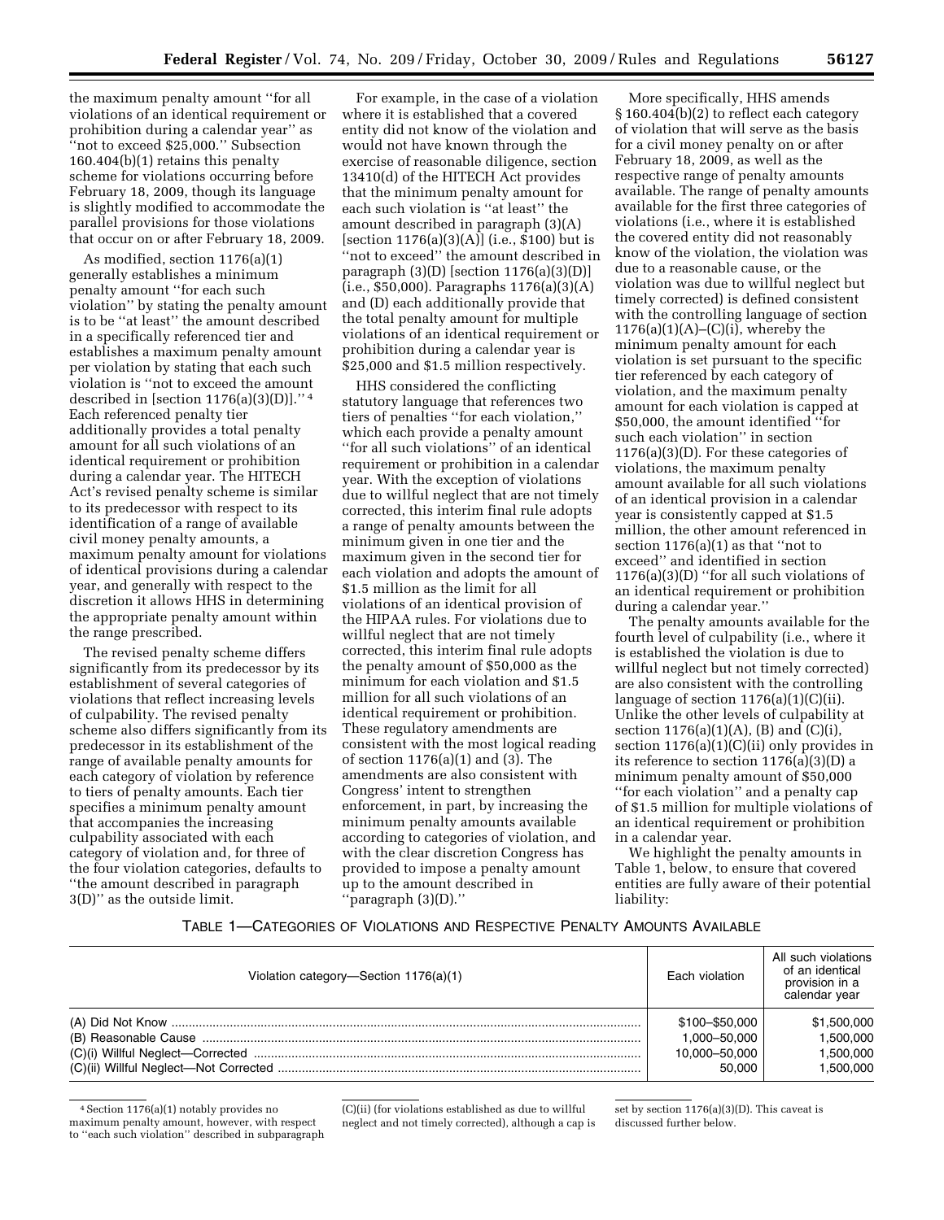the maximum penalty amount ''for all violations of an identical requirement or prohibition during a calendar year'' as ''not to exceed $25,000.'' Subsection 160.404(b)(1) retains this penalty scheme for violations occurring before February 18, 2009, though its language is slightly modified to accommodate the parallel provisions for those violations that occur on or after February 18, 2009.

As modified, section 1176(a)(1) generally establishes a minimum penalty amount ''for each such violation'' by stating the penalty amount is to be ''at least'' the amount described in a specifically referenced tier and establishes a maximum penalty amount per violation by stating that each such violation is ''not to exceed the amount described in [section 1176(a)(3)(D)].''[4] Each referenced penalty tier additionally provides a total penalty amount for all such violations of an identical requirement or prohibition during a calendar year. The HITECH Act's revised penalty scheme is similar to its predecessor with respect to its identification of a range of available civil money penalty amounts, a maximum penalty amount for violations of identical provisions during a calendar year, and generally with respect to the discretion it allows HHS in determining the appropriate penalty amount within the range prescribed.

The revised penalty scheme differs significantly from its predecessor by its establishment of several categories of violations that reflect increasing levels of culpability. The revised penalty scheme also differs significantly from its predecessor in its establishment of the range of available penalty amounts for each category of violation by reference to tiers of penalty amounts. Each tier specifies a minimum penalty amount that accompanies the increasing culpability associated with each category of violation and, for three of the four violation categories, defaults to ''the amount described in paragraph 3(D)'' as the outside limit.

For example, in the case of a violation where it is established that a covered entity did not know of the violation and would not have known through the exercise of reasonable diligence, section 13410(d) of the HITECH Act provides that the minimum penalty amount for each such violation is ''at least'' the amount described in paragraph (3)(A) [section 1176(a)(3)(A)] (i.e., $100) but is ''not to exceed'' the amount described in paragraph (3)(D) [section 1176(a)(3)(D)] (i.e., $50,000). Paragraphs 1176(a)(3)(A) and (D) each additionally provide that the total penalty amount for multiple violations of an identical requirement or prohibition during a calendar year is $25,000 and $1.5 million respectively.

HHS considered the conflicting statutory language that references two tiers of penalties ''for each violation,'' which each provide a penalty amount ''for all such violations'' of an identical requirement or prohibition in a calendar year. With the exception of violations due to willful neglect that are not timely corrected, this interim final rule adopts a range of penalty amounts between the minimum given in one tier and the maximum given in the second tier for each violation and adopts the amount of $1.5 million as the limit for all violations of an identical provision of the HIPAA rules. For violations due to willful neglect that are not timely corrected, this interim final rule adopts the penalty amount of $50,000 as the minimum for each violation and $1.5 million for all such violations of an identical requirement or prohibition. These regulatory amendments are consistent with the most logical reading of section 1176(a)(1) and (3). The amendments are also consistent with Congress' intent to strengthen enforcement, in part, by increasing the minimum penalty amounts available according to categories of violation, and with the clear discretion Congress has provided to impose a penalty amount up to the amount described in ''paragraph (3)(D).''

More specifically, HHS amends § 160.404(b)(2) to reflect each category of violation that will serve as the basis for a civil money penalty on or after February 18, 2009, as well as the respective range of penalty amounts available. The range of penalty amounts available for the first three categories of violations (i.e., where it is established the covered entity did not reasonably know of the violation, the violation was due to a reasonable cause, or the violation was due to willful neglect but timely corrected) is defined consistent with the controlling language of section 1176(a)(1)(A)–(C)(i), whereby the minimum penalty amount for each violation is set pursuant to the specific tier referenced by each category of violation, and the maximum penalty amount for each violation is capped at $50,000, the amount identified ''for such each violation'' in section 1176(a)(3)(D). For these categories of violations, the maximum penalty amount available for all such violations of an identical provision in a calendar year is consistently capped at $1.5 million, the other amount referenced in section 1176(a)(1) as that ''not to exceed'' and identified in section 1176(a)(3)(D) ''for all such violations of an identical requirement or prohibition during a calendar year.''

The penalty amounts available for the fourth level of culpability (i.e., where it is established the violation is due to willful neglect but not timely corrected) are also consistent with the controlling language of section 1176(a)(1)(C)(ii). Unlike the other levels of culpability at section 1176(a)(1)(A), (B) and (C)(i), section 1176(a)(1)(C)(ii) only provides in its reference to section 1176(a)(3)(D) a minimum penalty amount of $50,000 ''for each violation'' and a penalty cap of $1.5 million for multiple violations of an identical requirement or prohibition in a calendar year.

We highlight the penalty amounts in Table 1, below, to ensure that covered entities are fully aware of their potential liability:

TABLE 1—CATEGORIES OF VIOLATIONS AND RESPECTIVE PENALTY AMOUNTS AVAILABLE

| Violation category—Section 1176(a)(1) | Each violation | All such violations of an identical provision in a calendar year |
|---|---|---|
| (A) Did Not Know | $100–$50,000 | $1,500,000 |
| (B) Reasonable Cause | 1,000–50,000 | 1,500,000 |
| (C)(i) Willful Neglect—Corrected | 10,000–50,000 | 1,500,000 |
| (C)(ii) Willful Neglect—Not Corrected | 50,000 | 1,500,000 |

[4] Section 1176(a)(1) notably provides no maximum penalty amount, however, with respect to ''each such violation'' described in subparagraph (C)(ii) (for violations established as due to willful neglect and not timely corrected), although a cap is set by section 1176(a)(3)(D). This caveat is discussed further below.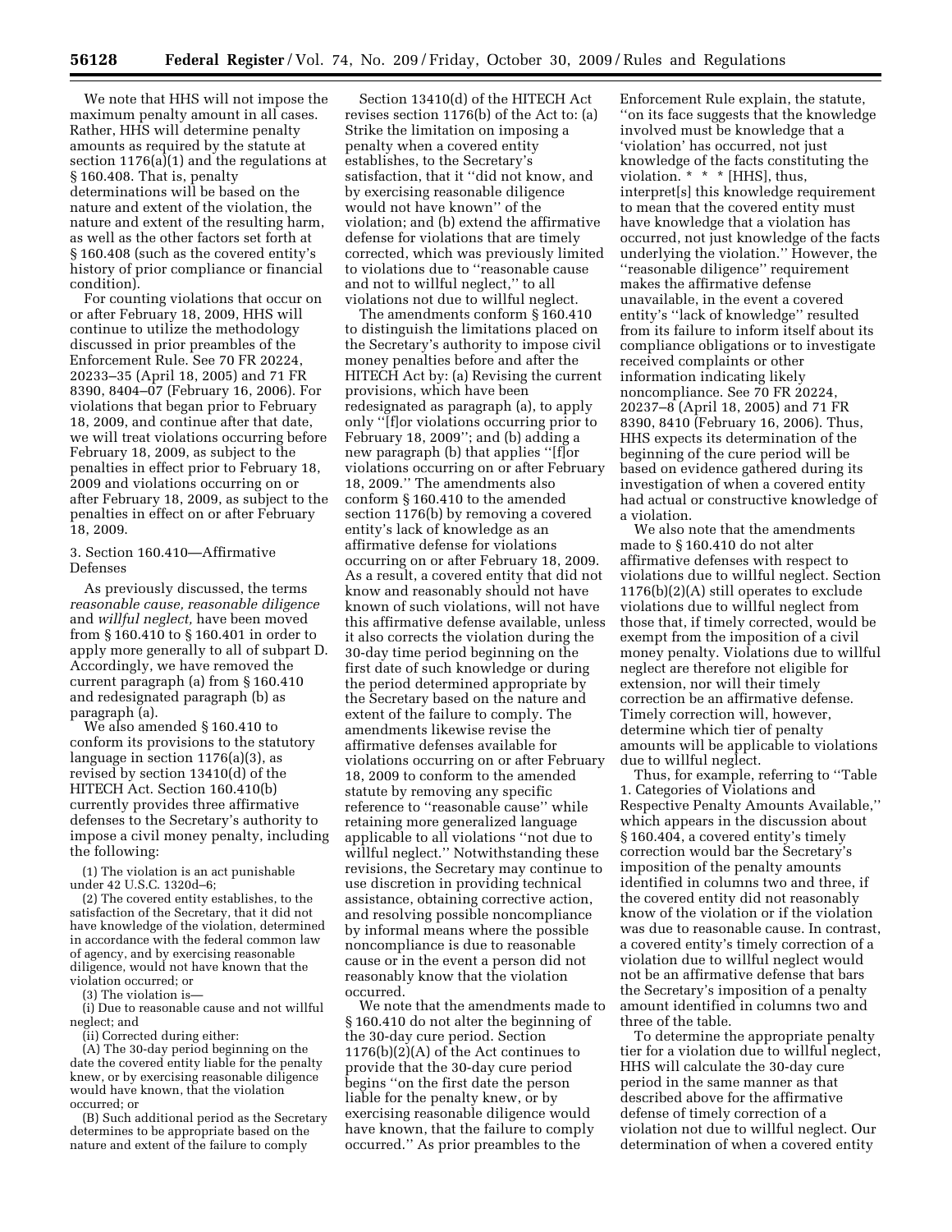We note that HHS will not impose the maximum penalty amount in all cases. Rather, HHS will determine penalty amounts as required by the statute at section 1176(a)(1) and the regulations at § 160.408. That is, penalty determinations will be based on the nature and extent of the violation, the nature and extent of the resulting harm, as well as the other factors set forth at § 160.408 (such as the covered entity's history of prior compliance or financial condition).

For counting violations that occur on or after February 18, 2009, HHS will continue to utilize the methodology discussed in prior preambles of the Enforcement Rule. See 70 FR 20224, 20233–35 (April 18, 2005) and 71 FR 8390, 8404–07 (February 16, 2006). For violations that began prior to February 18, 2009, and continue after that date, we will treat violations occurring before February 18, 2009, as subject to the penalties in effect prior to February 18, 2009 and violations occurring on or after February 18, 2009, as subject to the penalties in effect on or after February 18, 2009.

### 3. Section 160.410—Affirmative Defenses

As previously discussed, the terms *reasonable cause, reasonable diligence* and *willful neglect,* have been moved from § 160.410 to § 160.401 in order to apply more generally to all of subpart D. Accordingly, we have removed the current paragraph (a) from § 160.410 and redesignated paragraph (b) as paragraph (a).

We also amended § 160.410 to conform its provisions to the statutory language in section 1176(a)(3), as revised by section 13410(d) of the HITECH Act. Section 160.410(b) currently provides three affirmative defenses to the Secretary's authority to impose a civil money penalty, including the following:

(1) The violation is an act punishable under 42 U.S.C. 1320d–6;

(2) The covered entity establishes, to the satisfaction of the Secretary, that it did not have knowledge of the violation, determined in accordance with the federal common law of agency, and by exercising reasonable diligence, would not have known that the violation occurred; or

(3) The violation is—

(i) Due to reasonable cause and not willful neglect; and

(ii) Corrected during either:

(A) The 30-day period beginning on the date the covered entity liable for the penalty knew, or by exercising reasonable diligence would have known, that the violation occurred; or

(B) Such additional period as the Secretary determines to be appropriate based on the nature and extent of the failure to comply

Section 13410(d) of the HITECH Act revises section 1176(b) of the Act to: (a) Strike the limitation on imposing a penalty when a covered entity establishes, to the Secretary's satisfaction, that it ''did not know, and by exercising reasonable diligence would not have known'' of the violation; and (b) extend the affirmative defense for violations that are timely corrected, which was previously limited to violations due to ''reasonable cause and not to willful neglect,'' to all violations not due to willful neglect.

The amendments conform § 160.410 to distinguish the limitations placed on the Secretary's authority to impose civil money penalties before and after the HITECH Act by: (a) Revising the current provisions, which have been redesignated as paragraph (a), to apply only ''[f]or violations occurring prior to February 18, 2009''; and (b) adding a new paragraph (b) that applies ''[f]or violations occurring on or after February 18, 2009.'' The amendments also conform § 160.410 to the amended section 1176(b) by removing a covered entity's lack of knowledge as an affirmative defense for violations occurring on or after February 18, 2009. As a result, a covered entity that did not know and reasonably should not have known of such violations, will not have this affirmative defense available, unless it also corrects the violation during the 30-day time period beginning on the first date of such knowledge or during the period determined appropriate by the Secretary based on the nature and extent of the failure to comply. The amendments likewise revise the affirmative defenses available for violations occurring on or after February 18, 2009 to conform to the amended statute by removing any specific reference to ''reasonable cause'' while retaining more generalized language applicable to all violations ''not due to willful neglect.'' Notwithstanding these revisions, the Secretary may continue to use discretion in providing technical assistance, obtaining corrective action, and resolving possible noncompliance by informal means where the possible noncompliance is due to reasonable cause or in the event a person did not reasonably know that the violation occurred.

We note that the amendments made to § 160.410 do not alter the beginning of the 30-day cure period. Section 1176(b)(2)(A) of the Act continues to provide that the 30-day cure period begins ''on the first date the person liable for the penalty knew, or by exercising reasonable diligence would have known, that the failure to comply occurred.'' As prior preambles to the Enforcement Rule explain, the statute, ''on its face suggests that the knowledge involved must be knowledge that a 'violation' has occurred, not just knowledge of the facts constituting the violation. * * * [HHS], thus, interpret[s] this knowledge requirement to mean that the covered entity must have knowledge that a violation has occurred, not just knowledge of the facts underlying the violation.'' However, the ''reasonable diligence'' requirement makes the affirmative defense unavailable, in the event a covered entity's ''lack of knowledge'' resulted from its failure to inform itself about its compliance obligations or to investigate received complaints or other information indicating likely noncompliance. See 70 FR 20224, 20237–8 (April 18, 2005) and 71 FR 8390, 8410 (February 16, 2006). Thus, HHS expects its determination of the beginning of the cure period will be based on evidence gathered during its investigation of when a covered entity had actual or constructive knowledge of a violation.

We also note that the amendments made to § 160.410 do not alter affirmative defenses with respect to violations due to willful neglect. Section 1176(b)(2)(A) still operates to exclude violations due to willful neglect from those that, if timely corrected, would be exempt from the imposition of a civil money penalty. Violations due to willful neglect are therefore not eligible for extension, nor will their timely correction be an affirmative defense. Timely correction will, however, determine which tier of penalty amounts will be applicable to violations due to willful neglect.

Thus, for example, referring to ''Table 1. Categories of Violations and Respective Penalty Amounts Available,'' which appears in the discussion about § 160.404, a covered entity's timely correction would bar the Secretary's imposition of the penalty amounts identified in columns two and three, if the covered entity did not reasonably know of the violation or if the violation was due to reasonable cause. In contrast, a covered entity's timely correction of a violation due to willful neglect would not be an affirmative defense that bars the Secretary's imposition of a penalty amount identified in columns two and three of the table.

To determine the appropriate penalty tier for a violation due to willful neglect, HHS will calculate the 30-day cure period in the same manner as that described above for the affirmative defense of timely correction of a violation not due to willful neglect. Our determination of when a covered entity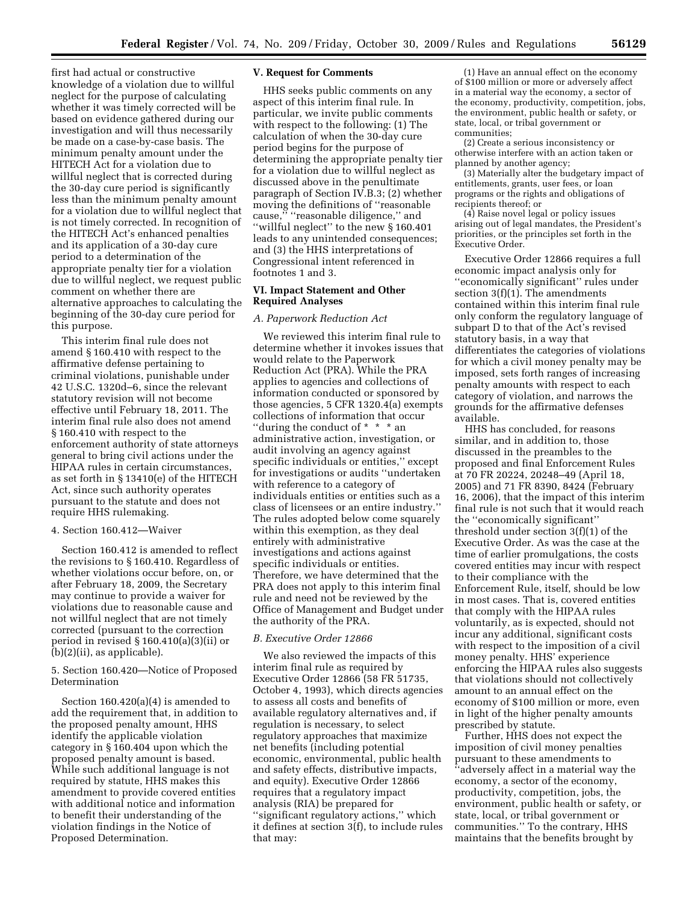first had actual or constructive knowledge of a violation due to willful neglect for the purpose of calculating whether it was timely corrected will be based on evidence gathered during our investigation and will thus necessarily be made on a case-by-case basis. The minimum penalty amount under the HITECH Act for a violation due to willful neglect that is corrected during the 30-day cure period is significantly less than the minimum penalty amount for a violation due to willful neglect that is not timely corrected. In recognition of the HITECH Act's enhanced penalties and its application of a 30-day cure period to a determination of the appropriate penalty tier for a violation due to willful neglect, we request public comment on whether there are alternative approaches to calculating the beginning of the 30-day cure period for this purpose.

This interim final rule does not amend § 160.410 with respect to the affirmative defense pertaining to criminal violations, punishable under 42 U.S.C. 1320d–6, since the relevant statutory revision will not become effective until February 18, 2011. The interim final rule also does not amend § 160.410 with respect to the enforcement authority of state attorneys general to bring civil actions under the HIPAA rules in certain circumstances, as set forth in § 13410(e) of the HITECH Act, since such authority operates pursuant to the statute and does not require HHS rulemaking.

4. Section 160.412—Waiver

Section 160.412 is amended to reflect the revisions to § 160.410. Regardless of whether violations occur before, on, or after February 18, 2009, the Secretary may continue to provide a waiver for violations due to reasonable cause and not willful neglect that are not timely corrected (pursuant to the correction period in revised § 160.410(a)(3)(ii) or (b)(2)(ii), as applicable).

5. Section 160.420—Notice of Proposed Determination

Section 160.420(a)(4) is amended to add the requirement that, in addition to the proposed penalty amount, HHS identify the applicable violation category in § 160.404 upon which the proposed penalty amount is based. While such additional language is not required by statute, HHS makes this amendment to provide covered entities with additional notice and information to benefit their understanding of the violation findings in the Notice of Proposed Determination.

## V. Request for Comments

HHS seeks public comments on any aspect of this interim final rule. In particular, we invite public comments with respect to the following: (1) The calculation of when the 30-day cure period begins for the purpose of determining the appropriate penalty tier for a violation due to willful neglect as discussed above in the penultimate paragraph of Section IV.B.3; (2) whether moving the definitions of "reasonable cause," "reasonable diligence," and "willful neglect" to the new § 160.401 leads to any unintended consequences; and (3) the HHS interpretations of Congressional intent referenced in footnotes 1 and 3.

## VI. Impact Statement and Other Required Analyses

### *A. Paperwork Reduction Act*

We reviewed this interim final rule to determine whether it invokes issues that would relate to the Paperwork Reduction Act (PRA). While the PRA applies to agencies and collections of information conducted or sponsored by those agencies, 5 CFR 1320.4(a) exempts collections of information that occur "during the conduct of * * * an administrative action, investigation, or audit involving an agency against specific individuals or entities," except for investigations or audits "undertaken with reference to a category of individuals entities or entities such as a class of licensees or an entire industry." The rules adopted below come squarely within this exemption, as they deal entirely with administrative investigations and actions against specific individuals or entities. Therefore, we have determined that the PRA does not apply to this interim final rule and need not be reviewed by the Office of Management and Budget under the authority of the PRA.

### *B. Executive Order 12866*

We also reviewed the impacts of this interim final rule as required by Executive Order 12866 (58 FR 51735, October 4, 1993), which directs agencies to assess all costs and benefits of available regulatory alternatives and, if regulation is necessary, to select regulatory approaches that maximize net benefits (including potential economic, environmental, public health and safety effects, distributive impacts, and equity). Executive Order 12866 requires that a regulatory impact analysis (RIA) be prepared for "significant regulatory actions," which it defines at section 3(f), to include rules that may:

(1) Have an annual effect on the economy of $100 million or more or adversely affect in a material way the economy, a sector of the economy, productivity, competition, jobs, the environment, public health or safety, or state, local, or tribal government or communities;

(2) Create a serious inconsistency or otherwise interfere with an action taken or planned by another agency;

(3) Materially alter the budgetary impact of entitlements, grants, user fees, or loan programs or the rights and obligations of recipients thereof; or

(4) Raise novel legal or policy issues arising out of legal mandates, the President's priorities, or the principles set forth in the Executive Order.

Executive Order 12866 requires a full economic impact analysis only for "economically significant" rules under section 3(f)(1). The amendments contained within this interim final rule only conform the regulatory language of subpart D to that of the Act's revised statutory basis, in a way that differentiates the categories of violations for which a civil money penalty may be imposed, sets forth ranges of increasing penalty amounts with respect to each category of violation, and narrows the grounds for the affirmative defenses available.

HHS has concluded, for reasons similar, and in addition to, those discussed in the preambles to the proposed and final Enforcement Rules at 70 FR 20224, 20248–49 (April 18, 2005) and 71 FR 8390, 8424 (February 16, 2006), that the impact of this interim final rule is not such that it would reach the "economically significant" threshold under section 3(f)(1) of the Executive Order. As was the case at the time of earlier promulgations, the costs covered entities may incur with respect to their compliance with the Enforcement Rule, itself, should be low in most cases. That is, covered entities that comply with the HIPAA rules voluntarily, as is expected, should not incur any additional, significant costs with respect to the imposition of a civil money penalty. HHS' experience enforcing the HIPAA rules also suggests that violations should not collectively amount to an annual effect on the economy of $100 million or more, even in light of the higher penalty amounts prescribed by statute.

Further, HHS does not expect the imposition of civil money penalties pursuant to these amendments to "adversely affect in a material way the economy, a sector of the economy, productivity, competition, jobs, the environment, public health or safety, or state, local, or tribal government or communities." To the contrary, HHS maintains that the benefits brought by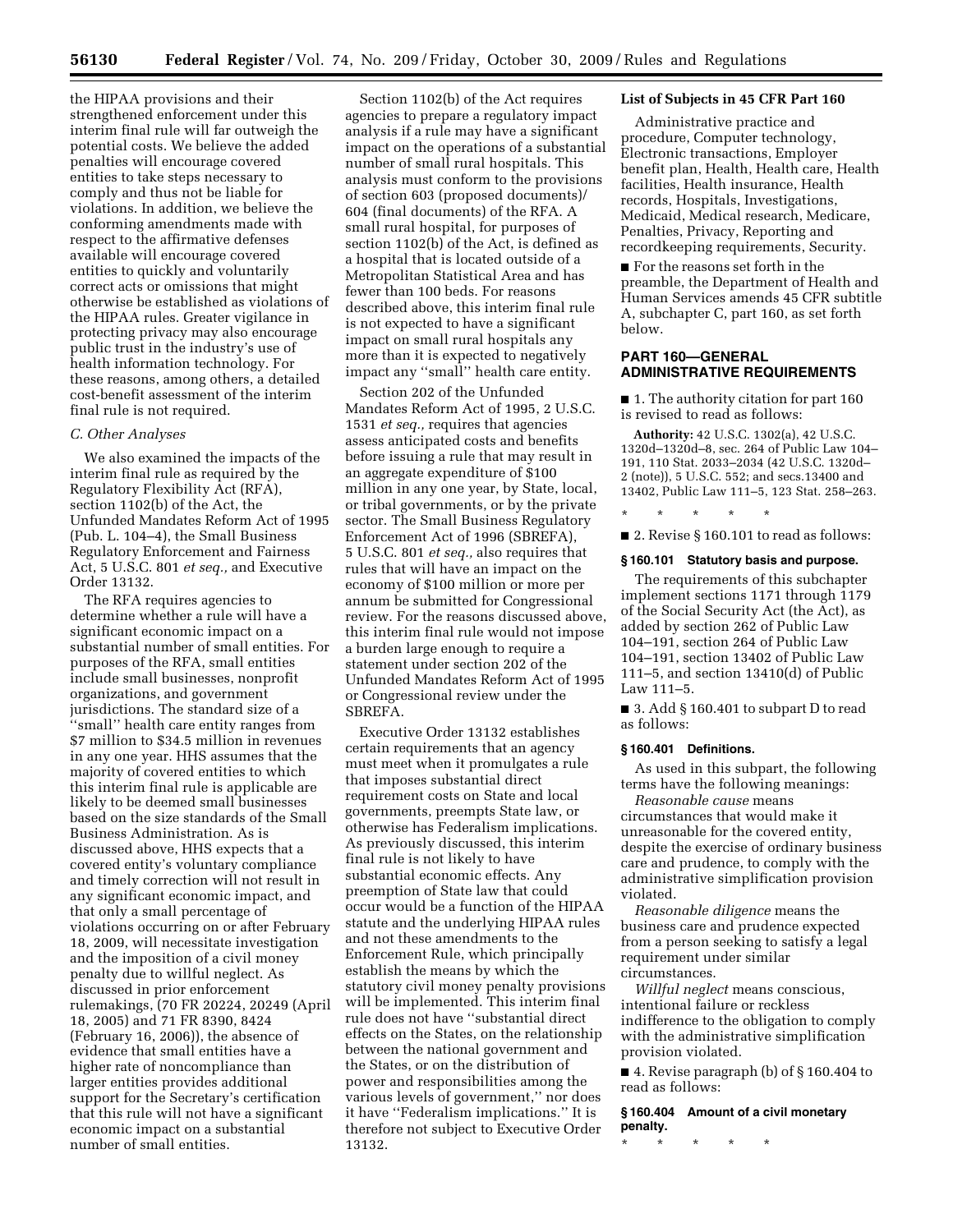the HIPAA provisions and their strengthened enforcement under this interim final rule will far outweigh the potential costs. We believe the added penalties will encourage covered entities to take steps necessary to comply and thus not be liable for violations. In addition, we believe the conforming amendments made with respect to the affirmative defenses available will encourage covered entities to quickly and voluntarily correct acts or omissions that might otherwise be established as violations of the HIPAA rules. Greater vigilance in protecting privacy may also encourage public trust in the industry's use of health information technology. For these reasons, among others, a detailed cost-benefit assessment of the interim final rule is not required.

### *C. Other Analyses*

We also examined the impacts of the interim final rule as required by the Regulatory Flexibility Act (RFA), section 1102(b) of the Act, the Unfunded Mandates Reform Act of 1995 (Pub. L. 104–4), the Small Business Regulatory Enforcement and Fairness Act, 5 U.S.C. 801 *et seq.,* and Executive Order 13132.

The RFA requires agencies to determine whether a rule will have a significant economic impact on a substantial number of small entities. For purposes of the RFA, small entities include small businesses, nonprofit organizations, and government jurisdictions. The standard size of a "small" health care entity ranges from $7 million to $34.5 million in revenues in any one year. HHS assumes that the majority of covered entities to which this interim final rule is applicable are likely to be deemed small businesses based on the size standards of the Small Business Administration. As is discussed above, HHS expects that a covered entity's voluntary compliance and timely correction will not result in any significant economic impact, and that only a small percentage of violations occurring on or after February 18, 2009, will necessitate investigation and the imposition of a civil money penalty due to willful neglect. As discussed in prior enforcement rulemakings, (70 FR 20224, 20249 (April 18, 2005) and 71 FR 8390, 8424 (February 16, 2006)), the absence of evidence that small entities have a higher rate of noncompliance than larger entities provides additional support for the Secretary's certification that this rule will not have a significant economic impact on a substantial number of small entities.

Section 1102(b) of the Act requires agencies to prepare a regulatory impact analysis if a rule may have a significant impact on the operations of a substantial number of small rural hospitals. This analysis must conform to the provisions of section 603 (proposed documents)/604 (final documents) of the RFA. A small rural hospital, for purposes of section 1102(b) of the Act, is defined as a hospital that is located outside of a Metropolitan Statistical Area and has fewer than 100 beds. For reasons described above, this interim final rule is not expected to have a significant impact on small rural hospitals any more than it is expected to negatively impact any "small" health care entity.

Section 202 of the Unfunded Mandates Reform Act of 1995, 2 U.S.C. 1531 *et seq.,* requires that agencies assess anticipated costs and benefits before issuing a rule that may result in an aggregate expenditure of $100 million in any one year, by State, local, or tribal governments, or by the private sector. The Small Business Regulatory Enforcement Act of 1996 (SBREFA), 5 U.S.C. 801 *et seq.,* also requires that rules that will have an impact on the economy of $100 million or more per annum be submitted for Congressional review. For the reasons discussed above, this interim final rule would not impose a burden large enough to require a statement under section 202 of the Unfunded Mandates Reform Act of 1995 or Congressional review under the SBREFA.

Executive Order 13132 establishes certain requirements that an agency must meet when it promulgates a rule that imposes substantial direct requirement costs on State and local governments, preempts State law, or otherwise has Federalism implications. As previously discussed, this interim final rule is not likely to have substantial economic effects. Any preemption of State law that could occur would be a function of the HIPAA statute and the underlying HIPAA rules and not these amendments to the Enforcement Rule, which principally establish the means by which the statutory civil money penalty provisions will be implemented. This interim final rule does not have "substantial direct effects on the States, on the relationship between the national government and the States, or on the distribution of power and responsibilities among the various levels of government," nor does it have "Federalism implications." It is therefore not subject to Executive Order 13132.

**List of Subjects in 45 CFR Part 160**

Administrative practice and procedure, Computer technology, Electronic transactions, Employer benefit plan, Health, Health care, Health facilities, Health insurance, Health records, Hospitals, Investigations, Medicaid, Medical research, Medicare, Penalties, Privacy, Reporting and recordkeeping requirements, Security.

■ For the reasons set forth in the preamble, the Department of Health and Human Services amends 45 CFR subtitle A, subchapter C, part 160, as set forth below.

## PART 160—GENERAL ADMINISTRATIVE REQUIREMENTS

■ 1. The authority citation for part 160 is revised to read as follows:

**Authority:** 42 U.S.C. 1302(a), 42 U.S.C. 1320d–1320d–8, sec. 264 of Public Law 104–191, 110 Stat. 2033–2034 (42 U.S.C. 1320d–2 (note)), 5 U.S.C. 552; and secs.13400 and 13402, Public Law 111–5, 123 Stat. 258–263.

\* \* \* \* \*

■ 2. Revise § 160.101 to read as follows:

**§ 160.101 Statutory basis and purpose.**

The requirements of this subchapter implement sections 1171 through 1179 of the Social Security Act (the Act), as added by section 262 of Public Law 104–191, section 264 of Public Law 104–191, section 13402 of Public Law 111–5, and section 13410(d) of Public Law 111–5.

■ 3. Add § 160.401 to subpart D to read as follows:

**§ 160.401 Definitions.**

As used in this subpart, the following terms have the following meanings:

*Reasonable cause* means circumstances that would make it unreasonable for the covered entity, despite the exercise of ordinary business care and prudence, to comply with the administrative simplification provision violated.

*Reasonable diligence* means the business care and prudence expected from a person seeking to satisfy a legal requirement under similar circumstances.

*Willful neglect* means conscious, intentional failure or reckless indifference to the obligation to comply with the administrative simplification provision violated.

■ 4. Revise paragraph (b) of § 160.404 to read as follows:

**§ 160.404 Amount of a civil monetary penalty.**

\* \* \* \* \*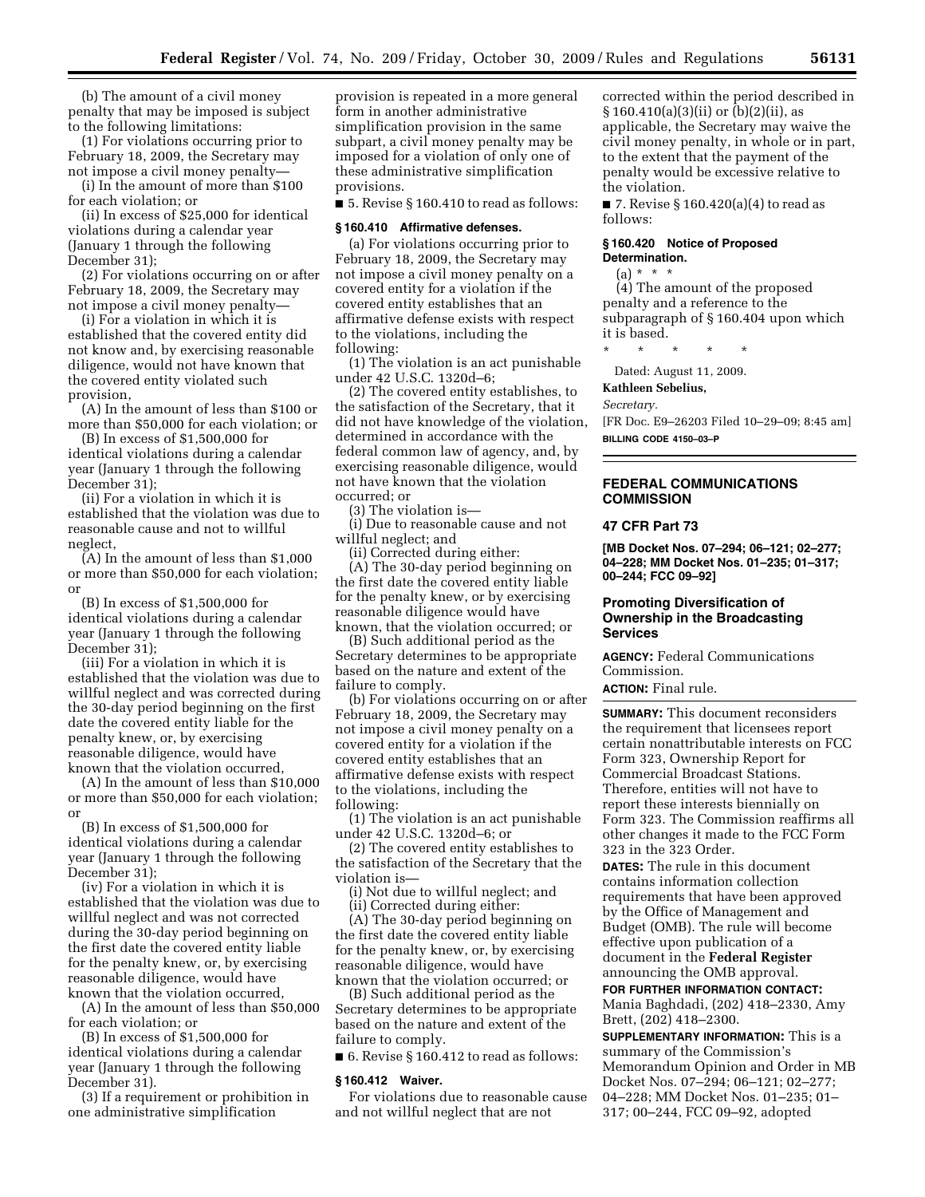(b) The amount of a civil money penalty that may be imposed is subject to the following limitations:

(1) For violations occurring prior to February 18, 2009, the Secretary may not impose a civil money penalty—

(i) In the amount of more than $100 for each violation; or

(ii) In excess of $25,000 for identical violations during a calendar year (January 1 through the following December 31);

(2) For violations occurring on or after February 18, 2009, the Secretary may not impose a civil money penalty—

(i) For a violation in which it is established that the covered entity did not know and, by exercising reasonable diligence, would not have known that the covered entity violated such provision,

(A) In the amount of less than $100 or more than $50,000 for each violation; or

(B) In excess of $1,500,000 for identical violations during a calendar year (January 1 through the following December 31);

(ii) For a violation in which it is established that the violation was due to reasonable cause and not to willful neglect,

(A) In the amount of less than $1,000 or more than $50,000 for each violation; or

(B) In excess of $1,500,000 for identical violations during a calendar year (January 1 through the following December 31);

(iii) For a violation in which it is established that the violation was due to willful neglect and was corrected during the 30-day period beginning on the first date the covered entity liable for the penalty knew, or, by exercising reasonable diligence, would have known that the violation occurred,

(A) In the amount of less than $10,000 or more than $50,000 for each violation; or

(B) In excess of $1,500,000 for identical violations during a calendar year (January 1 through the following December 31);

(iv) For a violation in which it is established that the violation was due to willful neglect and was not corrected during the 30-day period beginning on the first date the covered entity liable for the penalty knew, or, by exercising reasonable diligence, would have known that the violation occurred,

(A) In the amount of less than $50,000 for each violation; or

(B) In excess of $1,500,000 for identical violations during a calendar year (January 1 through the following December 31).

(3) If a requirement or prohibition in one administrative simplification provision is repeated in a more general form in another administrative simplification provision in the same subpart, a civil money penalty may be imposed for a violation of only one of these administrative simplification provisions.

■ 5. Revise § 160.410 to read as follows:

**§ 160.410 Affirmative defenses.**

(a) For violations occurring prior to February 18, 2009, the Secretary may not impose a civil money penalty on a covered entity for a violation if the covered entity establishes that an affirmative defense exists with respect to the violations, including the following:

(1) The violation is an act punishable under 42 U.S.C. 1320d–6;

(2) The covered entity establishes, to the satisfaction of the Secretary, that it did not have knowledge of the violation, determined in accordance with the federal common law of agency, and, by exercising reasonable diligence, would not have known that the violation occurred; or

(3) The violation is—

(i) Due to reasonable cause and not willful neglect; and

(ii) Corrected during either:

(A) The 30-day period beginning on the first date the covered entity liable for the penalty knew, or by exercising reasonable diligence would have known, that the violation occurred; or

(B) Such additional period as the Secretary determines to be appropriate based on the nature and extent of the failure to comply.

(b) For violations occurring on or after February 18, 2009, the Secretary may not impose a civil money penalty on a covered entity for a violation if the covered entity establishes that an affirmative defense exists with respect to the violations, including the following:

(1) The violation is an act punishable under 42 U.S.C. 1320d–6; or

(2) The covered entity establishes to the satisfaction of the Secretary that the violation is—

(i) Not due to willful neglect; and

(ii) Corrected during either:

(A) The 30-day period beginning on the first date the covered entity liable for the penalty knew, or, by exercising reasonable diligence, would have known that the violation occurred; or

(B) Such additional period as the Secretary determines to be appropriate based on the nature and extent of the failure to comply.

■ 6. Revise § 160.412 to read as follows:

**§ 160.412 Waiver.**

For violations due to reasonable cause and not willful neglect that are not corrected within the period described in § 160.410(a)(3)(ii) or (b)(2)(ii), as applicable, the Secretary may waive the civil money penalty, in whole or in part, to the extent that the payment of the penalty would be excessive relative to the violation.

■ 7. Revise § 160.420(a)(4) to read as follows:

**§ 160.420 Notice of Proposed Determination.**

(a) * * *

(4) The amount of the proposed penalty and a reference to the subparagraph of § 160.404 upon which it is based.

\* \* \* \* \*

Dated: August 11, 2009.

**Kathleen Sebelius,**

*Secretary.*

[FR Doc. E9–26203 Filed 10–29–09; 8:45 am]

**BILLING CODE 4150–03–P**

---

## FEDERAL COMMUNICATIONS COMMISSION

### 47 CFR Part 73

**[MB Docket Nos. 07–294; 06–121; 02–277; 04–228; MM Docket Nos. 01–235; 01–317; 00–244; FCC 09–92]**

### Promoting Diversification of Ownership in the Broadcasting Services

**AGENCY:** Federal Communications Commission.

**ACTION:** Final rule.

**SUMMARY:** This document reconsiders the requirement that licensees report certain nonattributable interests on FCC Form 323, Ownership Report for Commercial Broadcast Stations. Therefore, entities will not have to report these interests biennially on Form 323. The Commission reaffirms all other changes it made to the FCC Form 323 in the 323 Order.

**DATES:** The rule in this document contains information collection requirements that have been approved by the Office of Management and Budget (OMB). The rule will become effective upon publication of a document in the **Federal Register** announcing the OMB approval.

**FOR FURTHER INFORMATION CONTACT:** Mania Baghdadi, (202) 418–2330, Amy Brett, (202) 418–2300.

**SUPPLEMENTARY INFORMATION:** This is a summary of the Commission's Memorandum Opinion and Order in MB Docket Nos. 07–294; 06–121; 02–277; 04–228; MM Docket Nos. 01–235; 01–317; 00–244, FCC 09–92, adopted